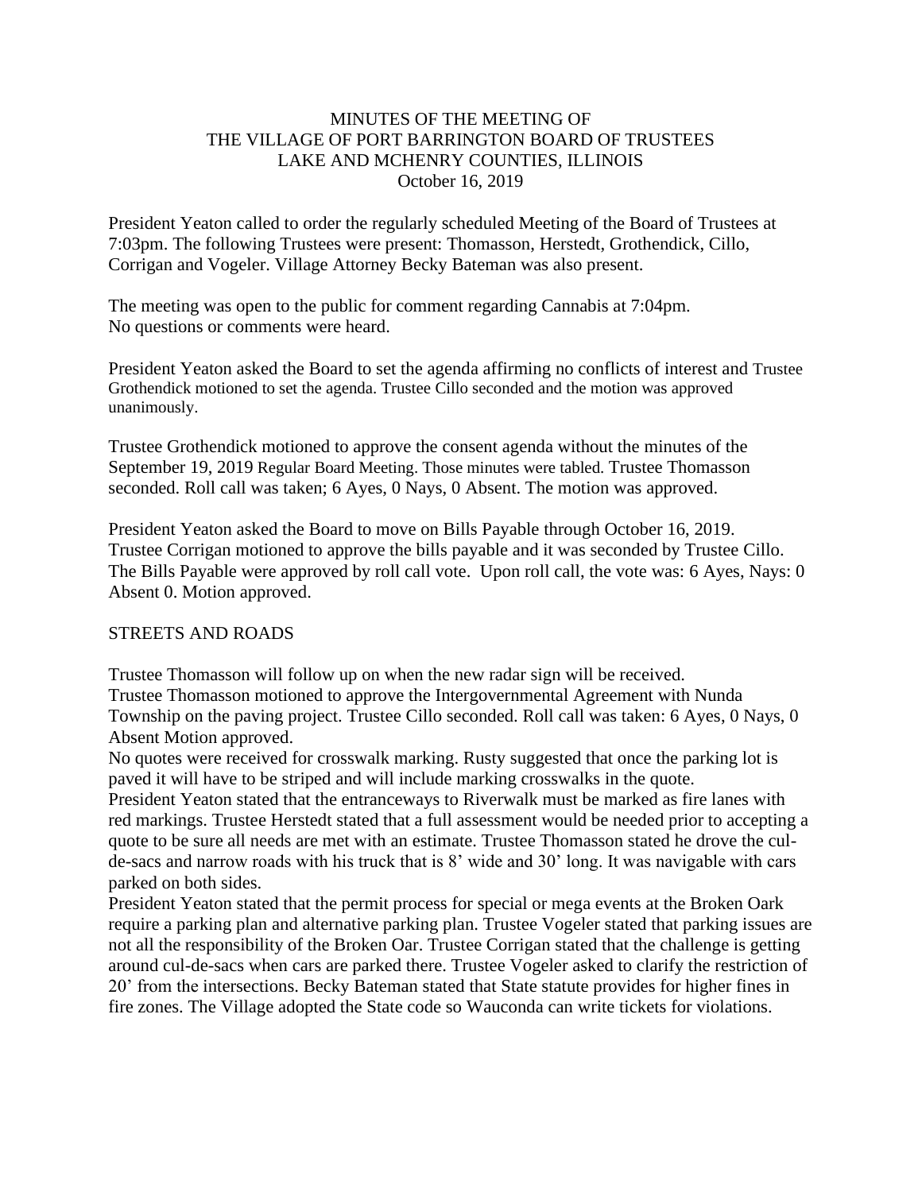MINUTES OF THE MEETING OF
THE VILLAGE OF PORT BARRINGTON BOARD OF TRUSTEES
LAKE AND MCHENRY COUNTIES, ILLINOIS
October 16, 2019

President Yeaton called to order the regularly scheduled Meeting of the Board of Trustees at 7:03pm. The following Trustees were present: Thomasson, Herstedt, Grothendick, Cillo, Corrigan and Vogeler. Village Attorney Becky Bateman was also present.

The meeting was open to the public for comment regarding Cannabis at 7:04pm.
No questions or comments were heard.

President Yeaton asked the Board to set the agenda affirming no conflicts of interest and Trustee Grothendick motioned to set the agenda. Trustee Cillo seconded and the motion was approved unanimously.

Trustee Grothendick motioned to approve the consent agenda without the minutes of the September 19, 2019 Regular Board Meeting. Those minutes were tabled. Trustee Thomasson seconded. Roll call was taken; 6 Ayes, 0 Nays, 0 Absent. The motion was approved.

President Yeaton asked the Board to move on Bills Payable through October 16, 2019. Trustee Corrigan motioned to approve the bills payable and it was seconded by Trustee Cillo. The Bills Payable were approved by roll call vote. Upon roll call, the vote was: 6 Ayes, Nays: 0 Absent 0. Motion approved.

STREETS AND ROADS

Trustee Thomasson will follow up on when the new radar sign will be received.
Trustee Thomasson motioned to approve the Intergovernmental Agreement with Nunda Township on the paving project. Trustee Cillo seconded. Roll call was taken: 6 Ayes, 0 Nays, 0 Absent Motion approved.
No quotes were received for crosswalk marking. Rusty suggested that once the parking lot is paved it will have to be striped and will include marking crosswalks in the quote.
President Yeaton stated that the entranceways to Riverwalk must be marked as fire lanes with red markings. Trustee Herstedt stated that a full assessment would be needed prior to accepting a quote to be sure all needs are met with an estimate. Trustee Thomasson stated he drove the cul-de-sacs and narrow roads with his truck that is 8' wide and 30' long. It was navigable with cars parked on both sides.
President Yeaton stated that the permit process for special or mega events at the Broken Oark require a parking plan and alternative parking plan. Trustee Vogeler stated that parking issues are not all the responsibility of the Broken Oar. Trustee Corrigan stated that the challenge is getting around cul-de-sacs when cars are parked there. Trustee Vogeler asked to clarify the restriction of 20' from the intersections. Becky Bateman stated that State statute provides for higher fines in fire zones. The Village adopted the State code so Wauconda can write tickets for violations.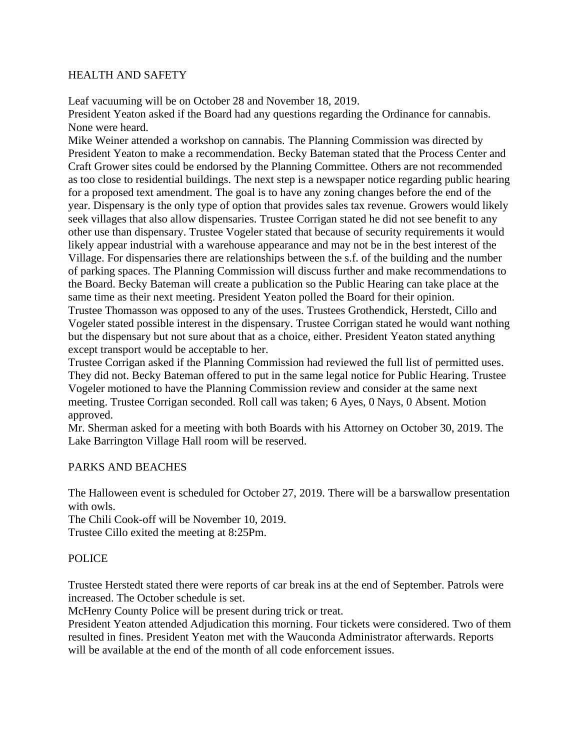## HEALTH AND SAFETY

Leaf vacuuming will be on October 28 and November 18, 2019.
President Yeaton asked if the Board had any questions regarding the Ordinance for cannabis. None were heard.
Mike Weiner attended a workshop on cannabis. The Planning Commission was directed by President Yeaton to make a recommendation. Becky Bateman stated that the Process Center and Craft Grower sites could be endorsed by the Planning Committee. Others are not recommended as too close to residential buildings. The next step is a newspaper notice regarding public hearing for a proposed text amendment. The goal is to have any zoning changes before the end of the year. Dispensary is the only type of option that provides sales tax revenue. Growers would likely seek villages that also allow dispensaries. Trustee Corrigan stated he did not see benefit to any other use than dispensary. Trustee Vogeler stated that because of security requirements it would likely appear industrial with a warehouse appearance and may not be in the best interest of the Village. For dispensaries there are relationships between the s.f. of the building and the number of parking spaces. The Planning Commission will discuss further and make recommendations to the Board. Becky Bateman will create a publication so the Public Hearing can take place at the same time as their next meeting. President Yeaton polled the Board for their opinion.
Trustee Thomasson was opposed to any of the uses. Trustees Grothendick, Herstedt, Cillo and Vogeler stated possible interest in the dispensary. Trustee Corrigan stated he would want nothing but the dispensary but not sure about that as a choice, either. President Yeaton stated anything except transport would be acceptable to her.
Trustee Corrigan asked if the Planning Commission had reviewed the full list of permitted uses. They did not. Becky Bateman offered to put in the same legal notice for Public Hearing. Trustee Vogeler motioned to have the Planning Commission review and consider at the same next meeting. Trustee Corrigan seconded. Roll call was taken; 6 Ayes, 0 Nays, 0 Absent. Motion approved.
Mr. Sherman asked for a meeting with both Boards with his Attorney on October 30, 2019. The Lake Barrington Village Hall room will be reserved.

## PARKS AND BEACHES

The Halloween event is scheduled for October 27, 2019. There will be a barswallow presentation with owls.
The Chili Cook-off will be November 10, 2019.
Trustee Cillo exited the meeting at 8:25Pm.

## POLICE

Trustee Herstedt stated there were reports of car break ins at the end of September. Patrols were increased. The October schedule is set.
McHenry County Police will be present during trick or treat.
President Yeaton attended Adjudication this morning. Four tickets were considered. Two of them resulted in fines. President Yeaton met with the Wauconda Administrator afterwards. Reports will be available at the end of the month of all code enforcement issues.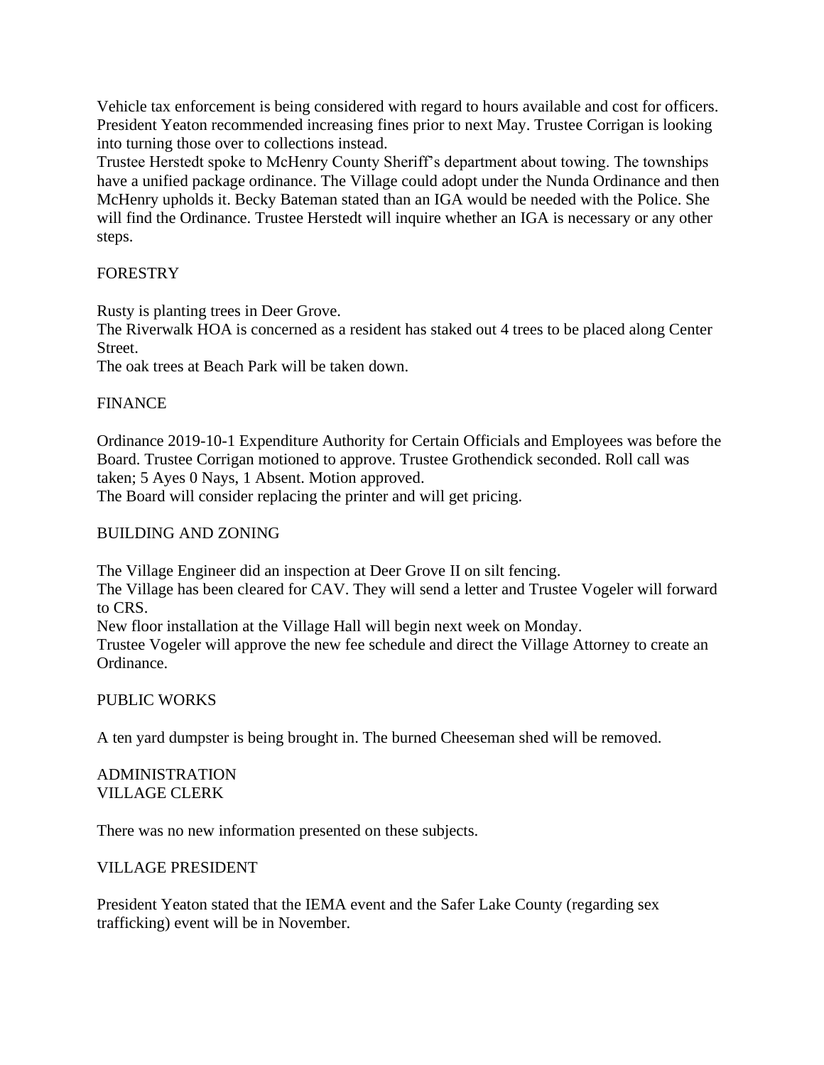Vehicle tax enforcement is being considered with regard to hours available and cost for officers. President Yeaton recommended increasing fines prior to next May. Trustee Corrigan is looking into turning those over to collections instead.
Trustee Herstedt spoke to McHenry County Sheriff's department about towing. The townships have a unified package ordinance. The Village could adopt under the Nunda Ordinance and then McHenry upholds it. Becky Bateman stated than an IGA would be needed with the Police. She will find the Ordinance. Trustee Herstedt will inquire whether an IGA is necessary or any other steps.

FORESTRY

Rusty is planting trees in Deer Grove.
The Riverwalk HOA is concerned as a resident has staked out 4 trees to be placed along Center Street.
The oak trees at Beach Park will be taken down.

FINANCE

Ordinance 2019-10-1 Expenditure Authority for Certain Officials and Employees was before the Board. Trustee Corrigan motioned to approve. Trustee Grothendick seconded. Roll call was taken; 5 Ayes 0 Nays, 1 Absent. Motion approved.
The Board will consider replacing the printer and will get pricing.

BUILDING AND ZONING

The Village Engineer did an inspection at Deer Grove II on silt fencing.
The Village has been cleared for CAV. They will send a letter and Trustee Vogeler will forward to CRS.
New floor installation at the Village Hall will begin next week on Monday.
Trustee Vogeler will approve the new fee schedule and direct the Village Attorney to create an Ordinance.

PUBLIC WORKS

A ten yard dumpster is being brought in. The burned Cheeseman shed will be removed.

ADMINISTRATION
VILLAGE CLERK

There was no new information presented on these subjects.

VILLAGE PRESIDENT

President Yeaton stated that the IEMA event and the Safer Lake County (regarding sex trafficking) event will be in November.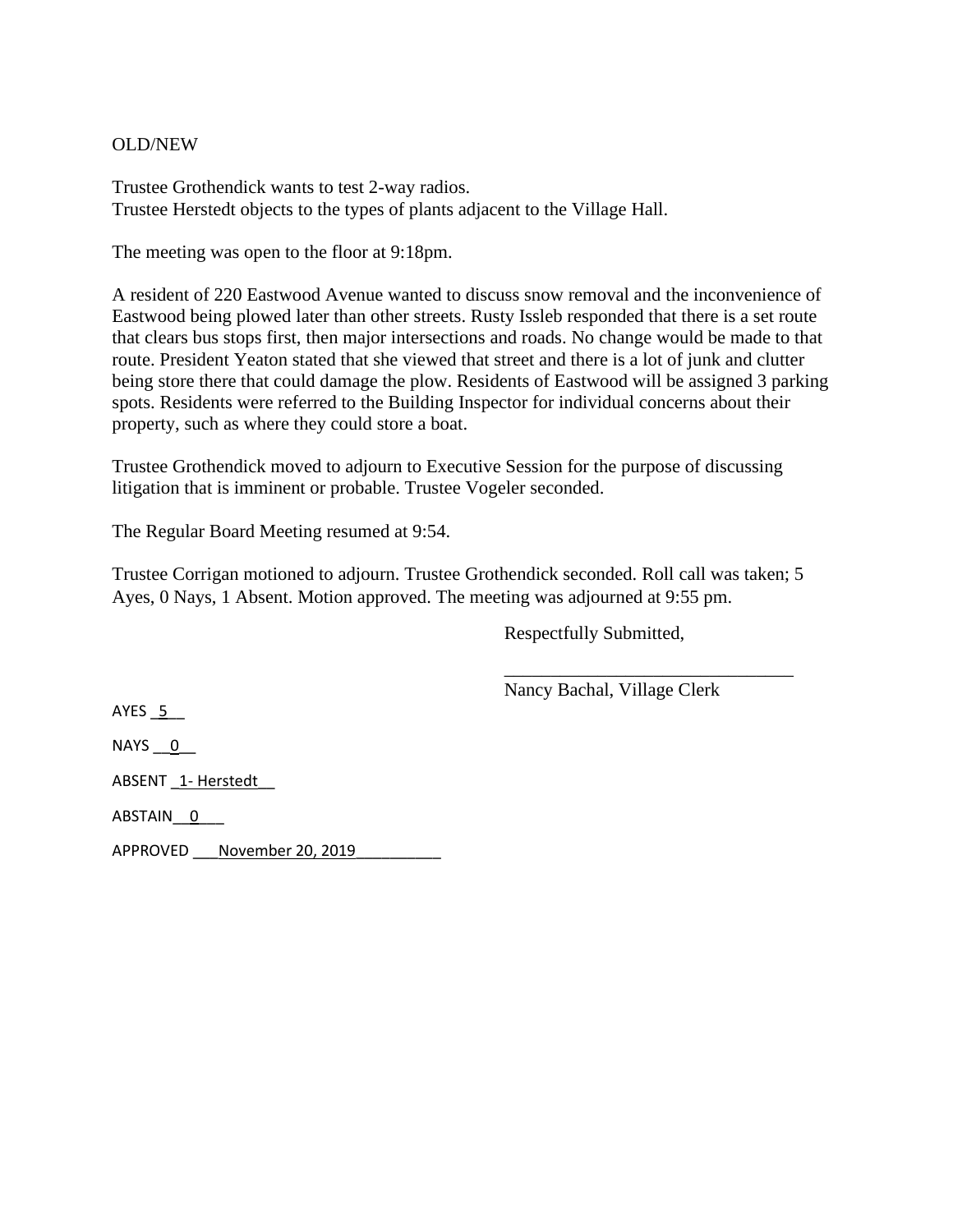OLD/NEW

Trustee Grothendick wants to test 2-way radios.
Trustee Herstedt objects to the types of plants adjacent to the Village Hall.

The meeting was open to the floor at 9:18pm.

A resident of 220 Eastwood Avenue wanted to discuss snow removal and the inconvenience of Eastwood being plowed later than other streets. Rusty Issleb responded that there is a set route that clears bus stops first, then major intersections and roads. No change would be made to that route. President Yeaton stated that she viewed that street and there is a lot of junk and clutter being store there that could damage the plow. Residents of Eastwood will be assigned 3 parking spots. Residents were referred to the Building Inspector for individual concerns about their property, such as where they could store a boat.

Trustee Grothendick moved to adjourn to Executive Session for the purpose of discussing litigation that is imminent or probable. Trustee Vogeler seconded.

The Regular Board Meeting resumed at 9:54.

Trustee Corrigan motioned to adjourn. Trustee Grothendick seconded. Roll call was taken; 5 Ayes, 0 Nays, 1 Absent. Motion approved. The meeting was adjourned at 9:55 pm.

Respectfully Submitted,

_______________________________
Nancy Bachal, Village Clerk

AYES _5__

NAYS __0__

ABSENT _1- Herstedt__

ABSTAIN__0___

APPROVED ___November 20, 2019__________